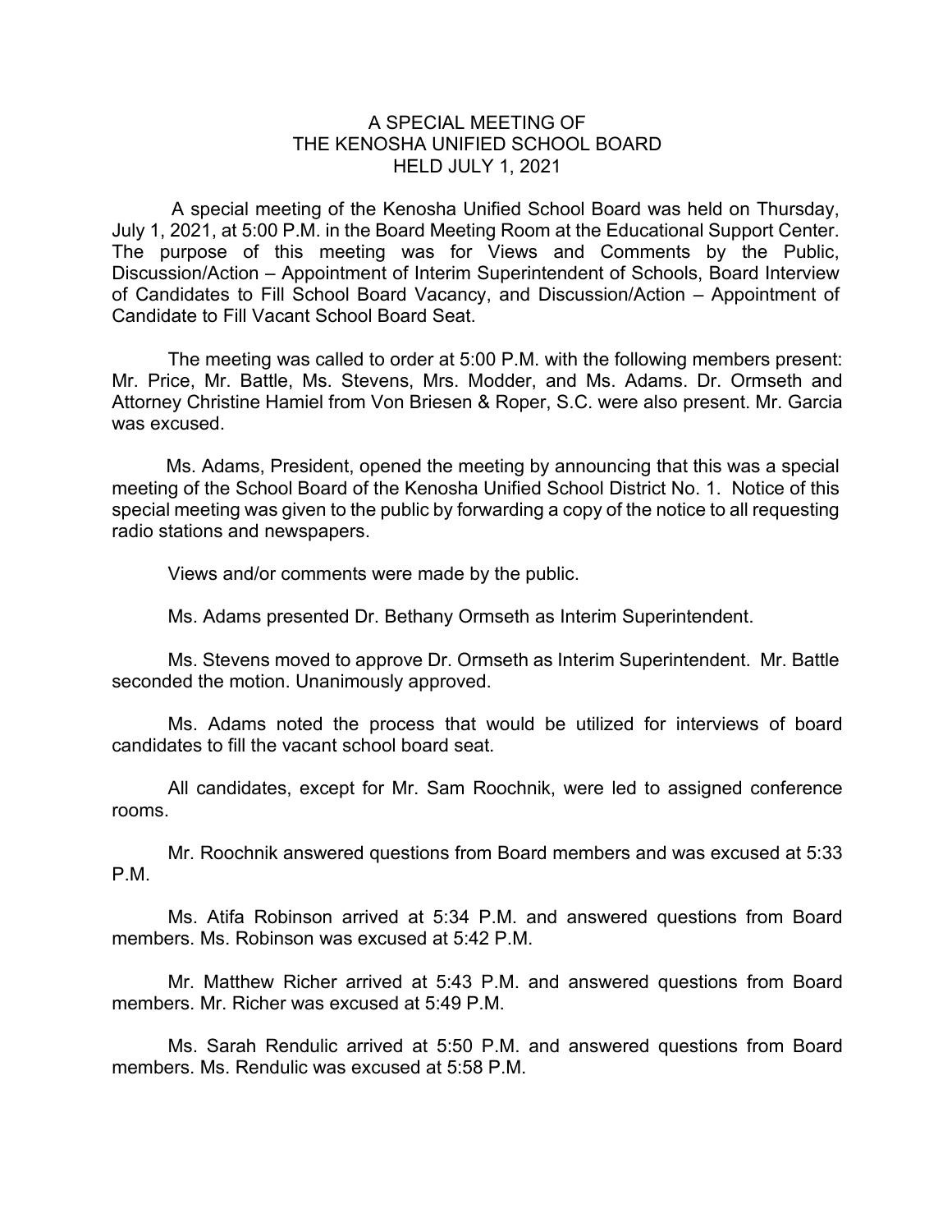# A SPECIAL MEETING OF THE KENOSHA UNIFIED SCHOOL BOARD HELD JULY 1, 2021

A special meeting of the Kenosha Unified School Board was held on Thursday, July 1, 2021, at 5:00 P.M. in the Board Meeting Room at the Educational Support Center. The purpose of this meeting was for Views and Comments by the Public, Discussion/Action – Appointment of Interim Superintendent of Schools, Board Interview of Candidates to Fill School Board Vacancy, and Discussion/Action – Appointment of Candidate to Fill Vacant School Board Seat.

The meeting was called to order at 5:00 P.M. with the following members present: Mr. Price, Mr. Battle, Ms. Stevens, Mrs. Modder, and Ms. Adams. Dr. Ormseth and Attorney Christine Hamiel from Von Briesen & Roper, S.C. were also present. Mr. Garcia was excused.

Ms. Adams, President, opened the meeting by announcing that this was a special meeting of the School Board of the Kenosha Unified School District No. 1. Notice of this special meeting was given to the public by forwarding a copy of the notice to all requesting radio stations and newspapers.

Views and/or comments were made by the public.

Ms. Adams presented Dr. Bethany Ormseth as Interim Superintendent.

Ms. Stevens moved to approve Dr. Ormseth as Interim Superintendent. Mr. Battle seconded the motion. Unanimously approved.

Ms. Adams noted the process that would be utilized for interviews of board candidates to fill the vacant school board seat.

All candidates, except for Mr. Sam Roochnik, were led to assigned conference rooms.

Mr. Roochnik answered questions from Board members and was excused at 5:33 P.M.

Ms. Atifa Robinson arrived at 5:34 P.M. and answered questions from Board members. Ms. Robinson was excused at 5:42 P.M.

Mr. Matthew Richer arrived at 5:43 P.M. and answered questions from Board members. Mr. Richer was excused at 5:49 P.M.

Ms. Sarah Rendulic arrived at 5:50 P.M. and answered questions from Board members. Ms. Rendulic was excused at 5:58 P.M.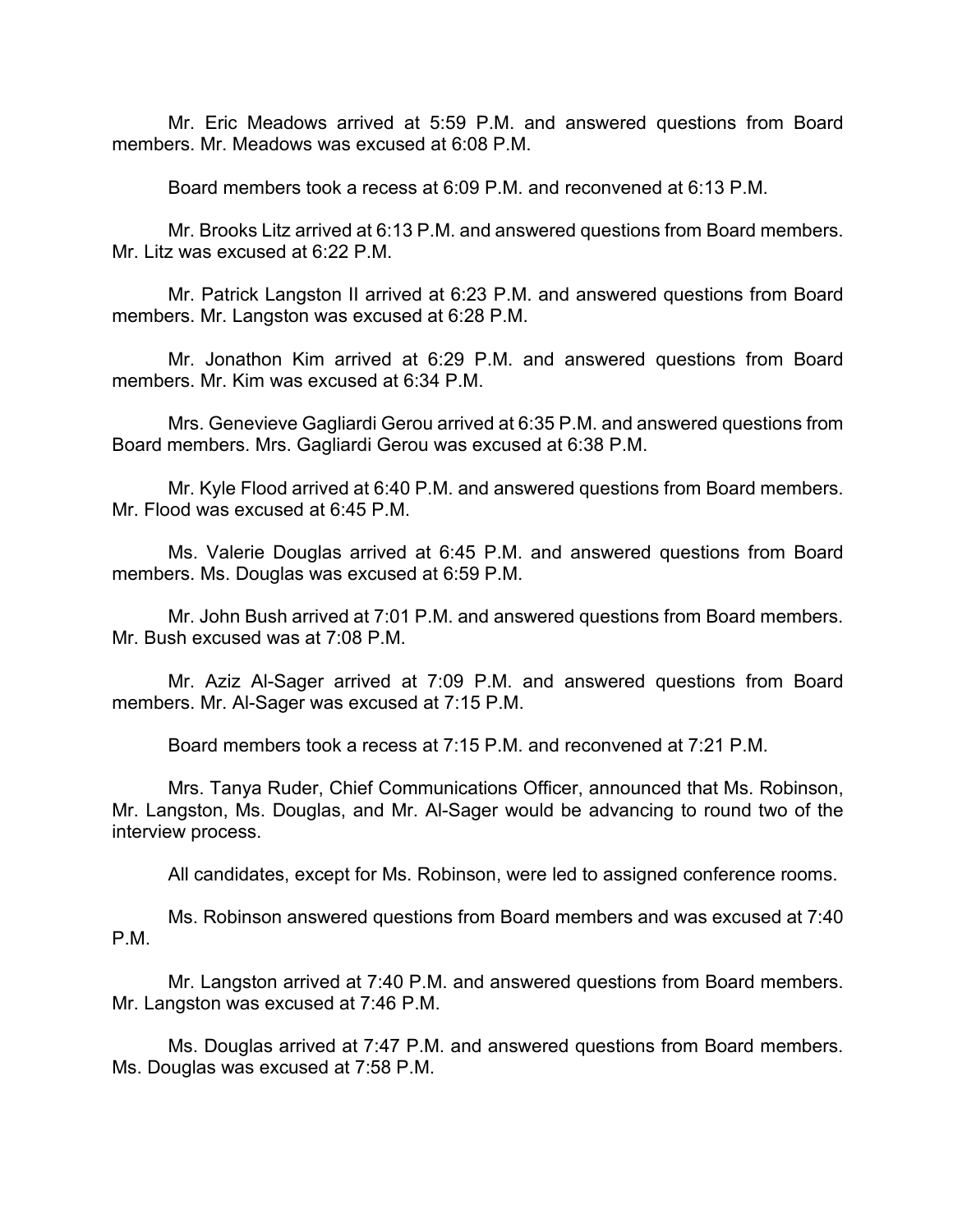Mr. Eric Meadows arrived at 5:59 P.M. and answered questions from Board members. Mr. Meadows was excused at 6:08 P.M.

Board members took a recess at 6:09 P.M. and reconvened at 6:13 P.M.

Mr. Brooks Litz arrived at 6:13 P.M. and answered questions from Board members. Mr. Litz was excused at 6:22 P.M.

Mr. Patrick Langston II arrived at 6:23 P.M. and answered questions from Board members. Mr. Langston was excused at 6:28 P.M.

Mr. Jonathon Kim arrived at 6:29 P.M. and answered questions from Board members. Mr. Kim was excused at 6:34 P.M.

Mrs. Genevieve Gagliardi Gerou arrived at 6:35 P.M. and answered questions from Board members. Mrs. Gagliardi Gerou was excused at 6:38 P.M.

Mr. Kyle Flood arrived at 6:40 P.M. and answered questions from Board members. Mr. Flood was excused at 6:45 P.M.

Ms. Valerie Douglas arrived at 6:45 P.M. and answered questions from Board members. Ms. Douglas was excused at 6:59 P.M.

Mr. John Bush arrived at 7:01 P.M. and answered questions from Board members. Mr. Bush excused was at 7:08 P.M.

Mr. Aziz Al-Sager arrived at 7:09 P.M. and answered questions from Board members. Mr. Al-Sager was excused at 7:15 P.M.

Board members took a recess at 7:15 P.M. and reconvened at 7:21 P.M.

Mrs. Tanya Ruder, Chief Communications Officer, announced that Ms. Robinson, Mr. Langston, Ms. Douglas, and Mr. Al-Sager would be advancing to round two of the interview process.

All candidates, except for Ms. Robinson, were led to assigned conference rooms.

Ms. Robinson answered questions from Board members and was excused at 7:40 P.M.

Mr. Langston arrived at 7:40 P.M. and answered questions from Board members. Mr. Langston was excused at 7:46 P.M.

Ms. Douglas arrived at 7:47 P.M. and answered questions from Board members. Ms. Douglas was excused at 7:58 P.M.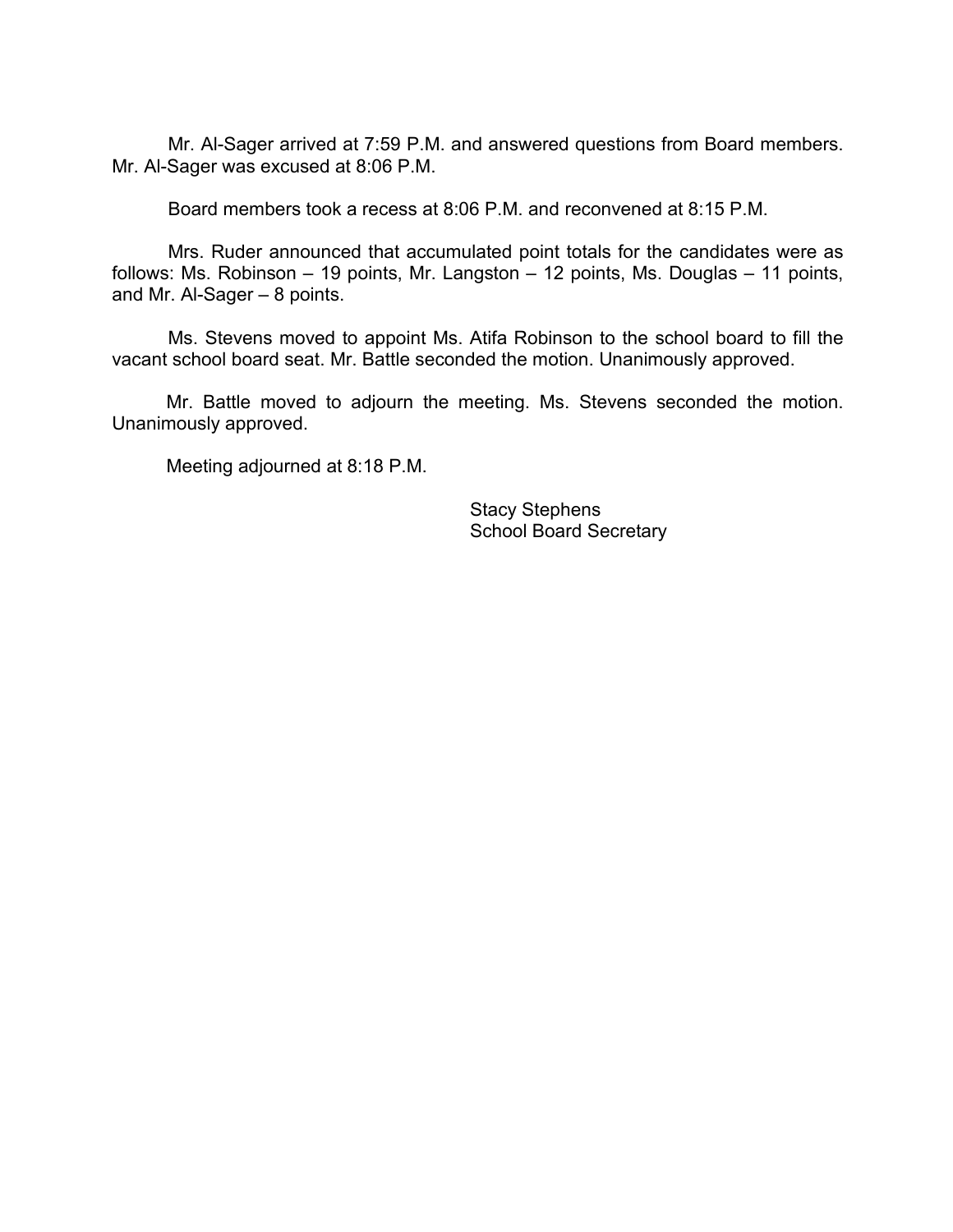Mr. Al-Sager arrived at 7:59 P.M. and answered questions from Board members. Mr. Al-Sager was excused at 8:06 P.M.

Board members took a recess at 8:06 P.M. and reconvened at 8:15 P.M.

Mrs. Ruder announced that accumulated point totals for the candidates were as follows: Ms. Robinson – 19 points, Mr. Langston – 12 points, Ms. Douglas – 11 points, and Mr. Al-Sager – 8 points.

Ms. Stevens moved to appoint Ms. Atifa Robinson to the school board to fill the vacant school board seat. Mr. Battle seconded the motion. Unanimously approved.

Mr. Battle moved to adjourn the meeting. Ms. Stevens seconded the motion. Unanimously approved.

Meeting adjourned at 8:18 P.M.

Stacy Stephens
School Board Secretary